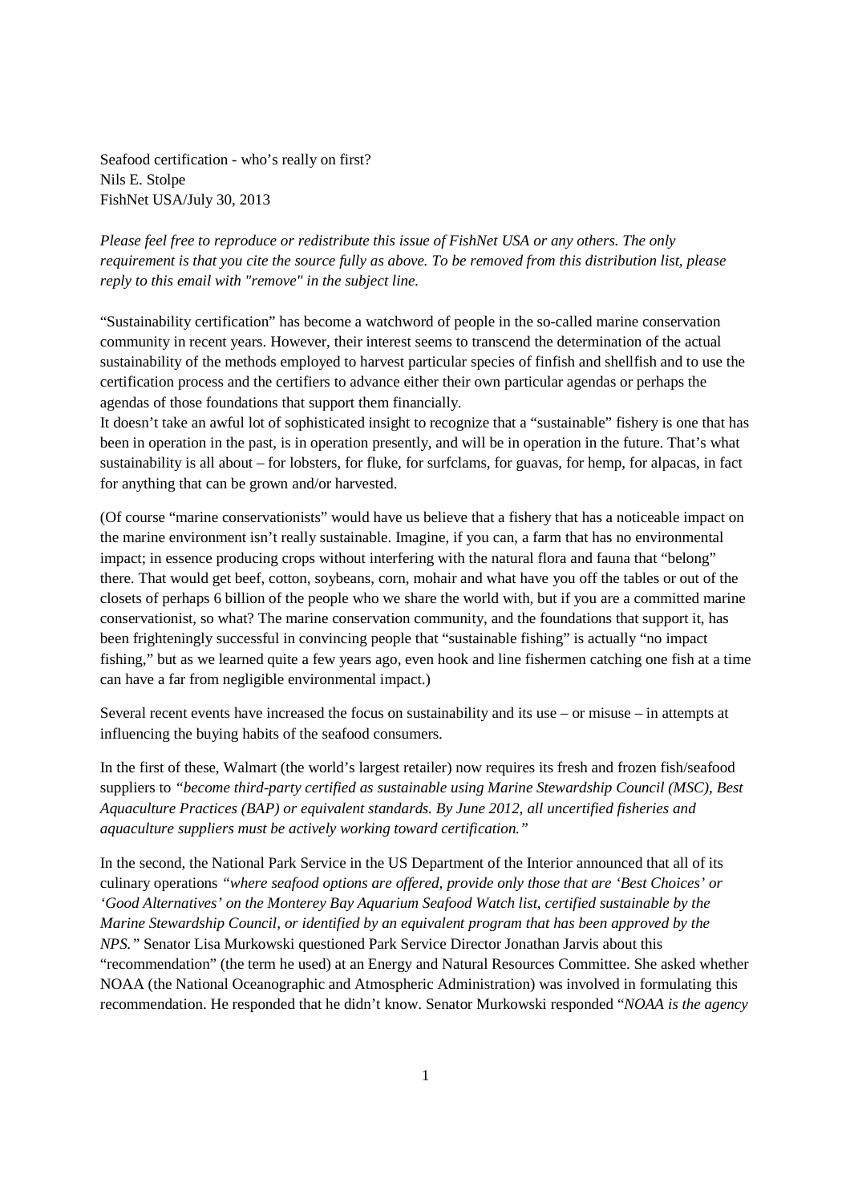Seafood certification - who's really on first?
Nils E. Stolpe
FishNet USA/July 30, 2013

*Please feel free to reproduce or redistribute this issue of FishNet USA or any others. The only requirement is that you cite the source fully as above. To be removed from this distribution list, please reply to this email with "remove" in the subject line.*

"Sustainability certification" has become a watchword of people in the so-called marine conservation community in recent years. However, their interest seems to transcend the determination of the actual sustainability of the methods employed to harvest particular species of finfish and shellfish and to use the certification process and the certifiers to advance either their own particular agendas or perhaps the agendas of those foundations that support them financially.
It doesn't take an awful lot of sophisticated insight to recognize that a "sustainable" fishery is one that has been in operation in the past, is in operation presently, and will be in operation in the future. That's what sustainability is all about – for lobsters, for fluke, for surfclams, for guavas, for hemp, for alpacas, in fact for anything that can be grown and/or harvested.

(Of course "marine conservationists" would have us believe that a fishery that has a noticeable impact on the marine environment isn't really sustainable. Imagine, if you can, a farm that has no environmental impact; in essence producing crops without interfering with the natural flora and fauna that "belong" there. That would get beef, cotton, soybeans, corn, mohair and what have you off the tables or out of the closets of perhaps 6 billion of the people who we share the world with, but if you are a committed marine conservationist, so what? The marine conservation community, and the foundations that support it, has been frighteningly successful in convincing people that "sustainable fishing" is actually "no impact fishing," but as we learned quite a few years ago, even hook and line fishermen catching one fish at a time can have a far from negligible environmental impact.)

Several recent events have increased the focus on sustainability and its use – or misuse – in attempts at influencing the buying habits of the seafood consumers.

In the first of these, Walmart (the world's largest retailer) now requires its fresh and frozen fish/seafood suppliers to *"become third-party certified as sustainable using Marine Stewardship Council (MSC), Best Aquaculture Practices (BAP) or equivalent standards. By June 2012, all uncertified fisheries and aquaculture suppliers must be actively working toward certification."*

In the second, the National Park Service in the US Department of the Interior announced that all of its culinary operations *"where seafood options are offered, provide only those that are 'Best Choices' or 'Good Alternatives' on the Monterey Bay Aquarium Seafood Watch list, certified sustainable by the Marine Stewardship Council, or identified by an equivalent program that has been approved by the NPS."* Senator Lisa Murkowski questioned Park Service Director Jonathan Jarvis about this "recommendation" (the term he used) at an Energy and Natural Resources Committee. She asked whether NOAA (the National Oceanographic and Atmospheric Administration) was involved in formulating this recommendation. He responded that he didn't know. Senator Murkowski responded "*NOAA is the agency*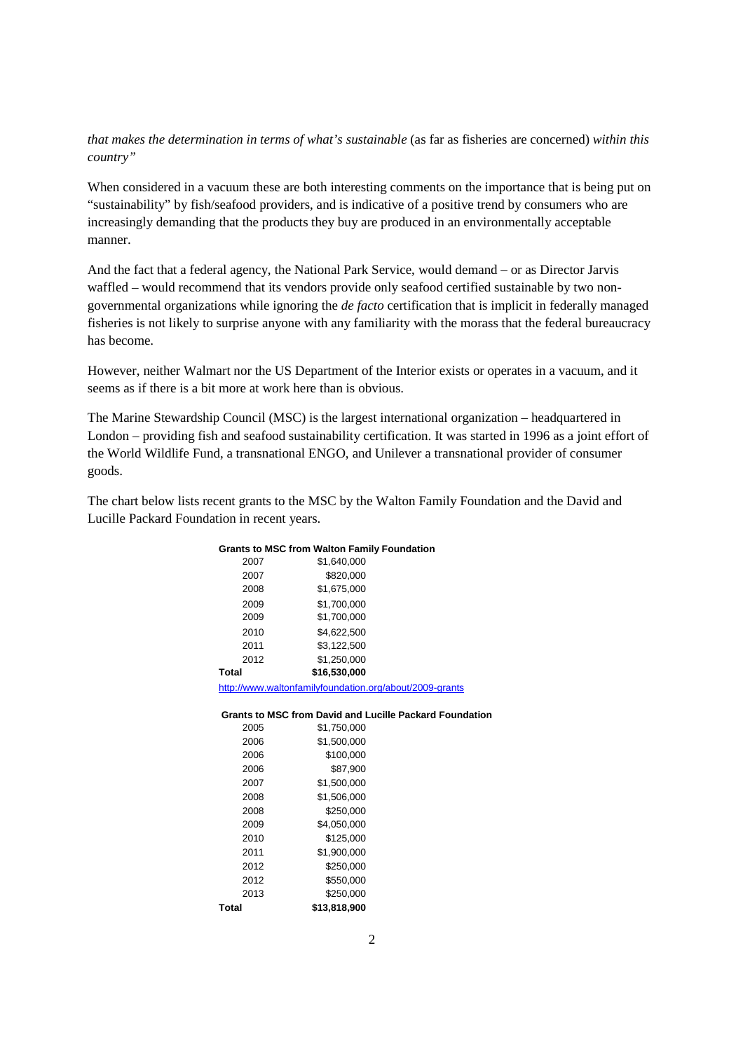*that makes the determination in terms of what's sustainable* (as far as fisheries are concerned) *within this country"*

When considered in a vacuum these are both interesting comments on the importance that is being put on "sustainability" by fish/seafood providers, and is indicative of a positive trend by consumers who are increasingly demanding that the products they buy are produced in an environmentally acceptable manner.

And the fact that a federal agency, the National Park Service, would demand – or as Director Jarvis waffled – would recommend that its vendors provide only seafood certified sustainable by two non-governmental organizations while ignoring the *de facto* certification that is implicit in federally managed fisheries is not likely to surprise anyone with any familiarity with the morass that the federal bureaucracy has become.

However, neither Walmart nor the US Department of the Interior exists or operates in a vacuum, and it seems as if there is a bit more at work here than is obvious.

The Marine Stewardship Council (MSC) is the largest international organization – headquartered in London – providing fish and seafood sustainability certification. It was started in 1996 as a joint effort of the World Wildlife Fund, a transnational ENGO, and Unilever a transnational provider of consumer goods.

The chart below lists recent grants to the MSC by the Walton Family Foundation and the David and Lucille Packard Foundation in recent years.

**Grants to MSC from Walton Family Foundation**

| Year | Amount |
|---|---|
| 2007 | $1,640,000 |
| 2007 | $820,000 |
| 2008 | $1,675,000 |
| 2009 | $1,700,000 |
| 2009 | $1,700,000 |
| 2010 | $4,622,500 |
| 2011 | $3,122,500 |
| 2012 | $1,250,000 |
| **Total** | **$16,530,000** |

http://www.waltonfamilyfoundation.org/about/2009-grants

**Grants to MSC from David and Lucille Packard Foundation**

| Year | Amount |
|---|---|
| 2005 | $1,750,000 |
| 2006 | $1,500,000 |
| 2006 | $100,000 |
| 2006 | $87,900 |
| 2007 | $1,500,000 |
| 2008 | $1,506,000 |
| 2008 | $250,000 |
| 2009 | $4,050,000 |
| 2010 | $125,000 |
| 2011 | $1,900,000 |
| 2012 | $250,000 |
| 2012 | $550,000 |
| 2013 | $250,000 |
| **Total** | **$13,818,900** |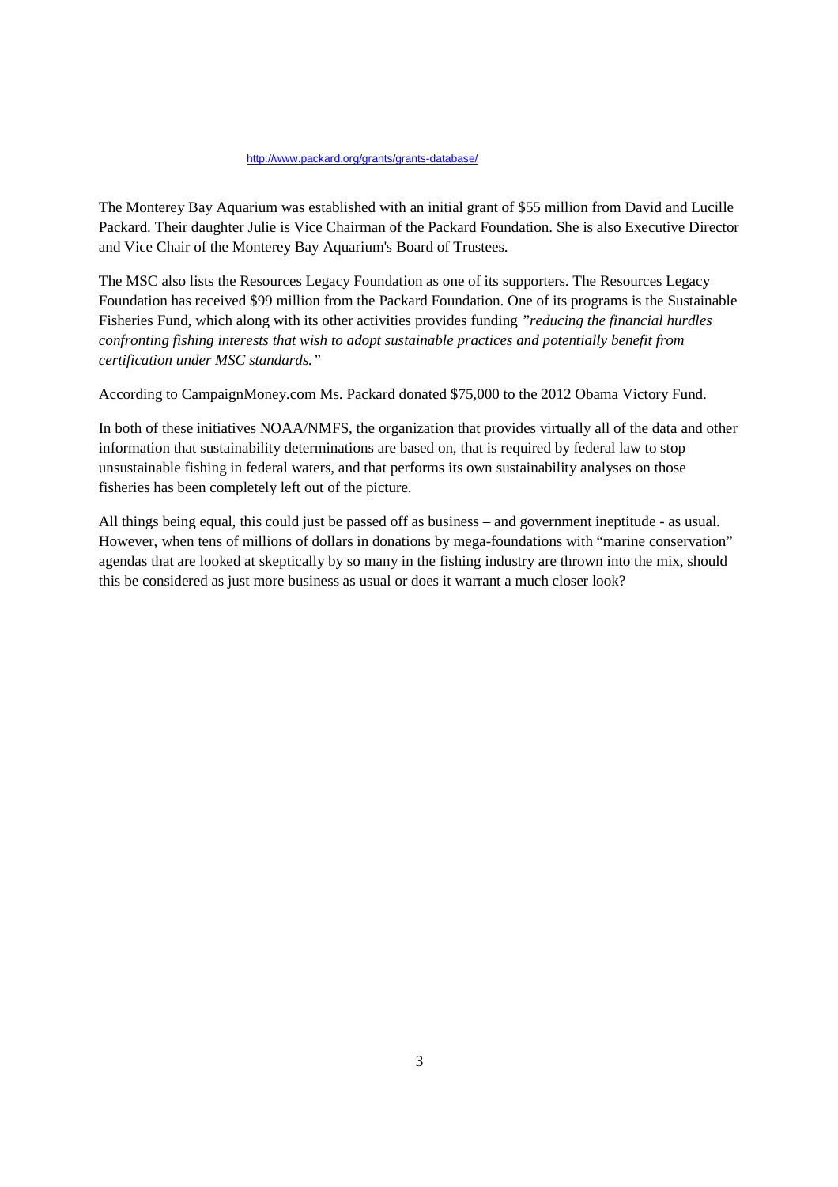http://www.packard.org/grants/grants-database/

The Monterey Bay Aquarium was established with an initial grant of $55 million from David and Lucille Packard. Their daughter Julie is Vice Chairman of the Packard Foundation. She is also Executive Director and Vice Chair of the Monterey Bay Aquarium's Board of Trustees.

The MSC also lists the Resources Legacy Foundation as one of its supporters. The Resources Legacy Foundation has received $99 million from the Packard Foundation. One of its programs is the Sustainable Fisheries Fund, which along with its other activities provides funding *"reducing the financial hurdles confronting fishing interests that wish to adopt sustainable practices and potentially benefit from certification under MSC standards."*

According to CampaignMoney.com Ms. Packard donated $75,000 to the 2012 Obama Victory Fund.

In both of these initiatives NOAA/NMFS, the organization that provides virtually all of the data and other information that sustainability determinations are based on, that is required by federal law to stop unsustainable fishing in federal waters, and that performs its own sustainability analyses on those fisheries has been completely left out of the picture.

All things being equal, this could just be passed off as business – and government ineptitude - as usual. However, when tens of millions of dollars in donations by mega-foundations with "marine conservation" agendas that are looked at skeptically by so many in the fishing industry are thrown into the mix, should this be considered as just more business as usual or does it warrant a much closer look?